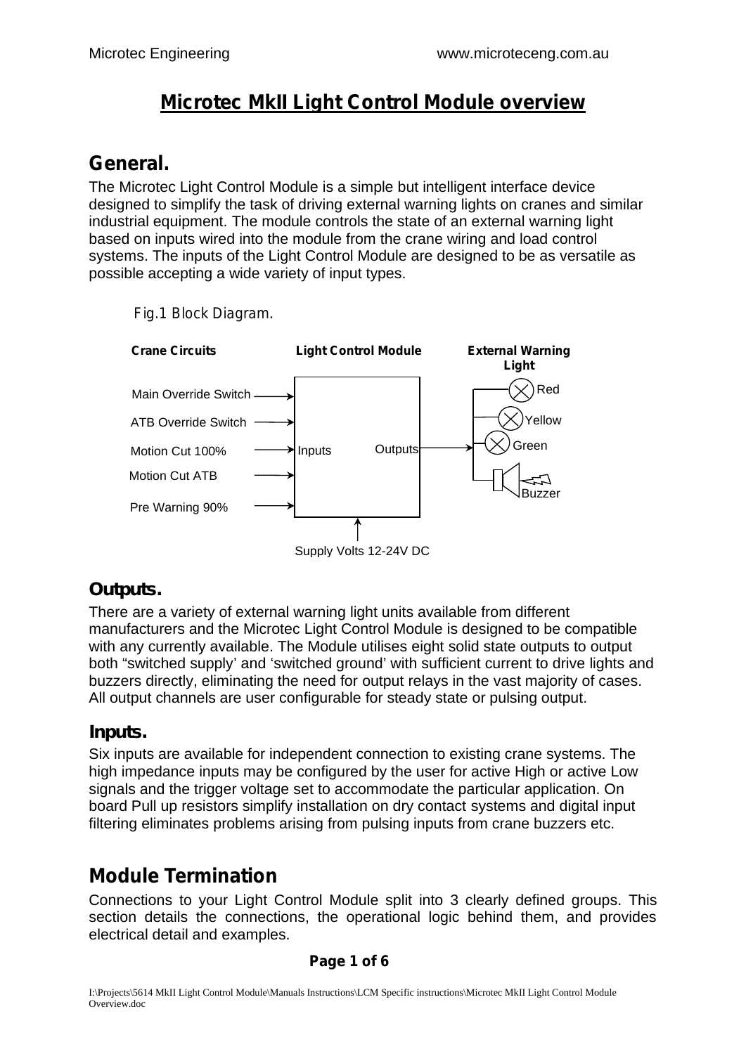# Microtec MkII Light Control Module overview

## General.

The Microtec Light Control Module is a simple but intelligent interface device designed to simplify the task of driving external warning lights on cranes and similar industrial equipment. The module controls the state of an external warning light based on inputs wired into the module from the crane wiring and load control systems. The inputs of the Light Control Module are designed to be as versatile as possible accepting a wide variety of input types.

*Fig.1 Block Diagram.*

Crane Circuits
Light Control Module
External Warning Light

Main Override Switch
ATB Override Switch
Motion Cut 100%
Motion Cut ATB
Pre Warning 90%

Inputs
Outputs

Red
Yellow
Green
Buzzer

Supply Volts 12-24V DC

### Outputs.

There are a variety of external warning light units available from different manufacturers and the Microtec Light Control Module is designed to be compatible with any currently available. The Module utilises eight solid state outputs to output both "switched supply' and 'switched ground' with sufficient current to drive lights and buzzers directly, eliminating the need for output relays in the vast majority of cases. All output channels are user configurable for steady state or pulsing output.

### Inputs.

Six inputs are available for independent connection to existing crane systems. The high impedance inputs may be configured by the user for active High or active Low signals and the trigger voltage set to accommodate the particular application. On board Pull up resistors simplify installation on dry contact systems and digital input filtering eliminates problems arising from pulsing inputs from crane buzzers etc.

## Module Termination

Connections to your Light Control Module split into 3 clearly defined groups. This section details the connections, the operational logic behind them, and provides electrical detail and examples.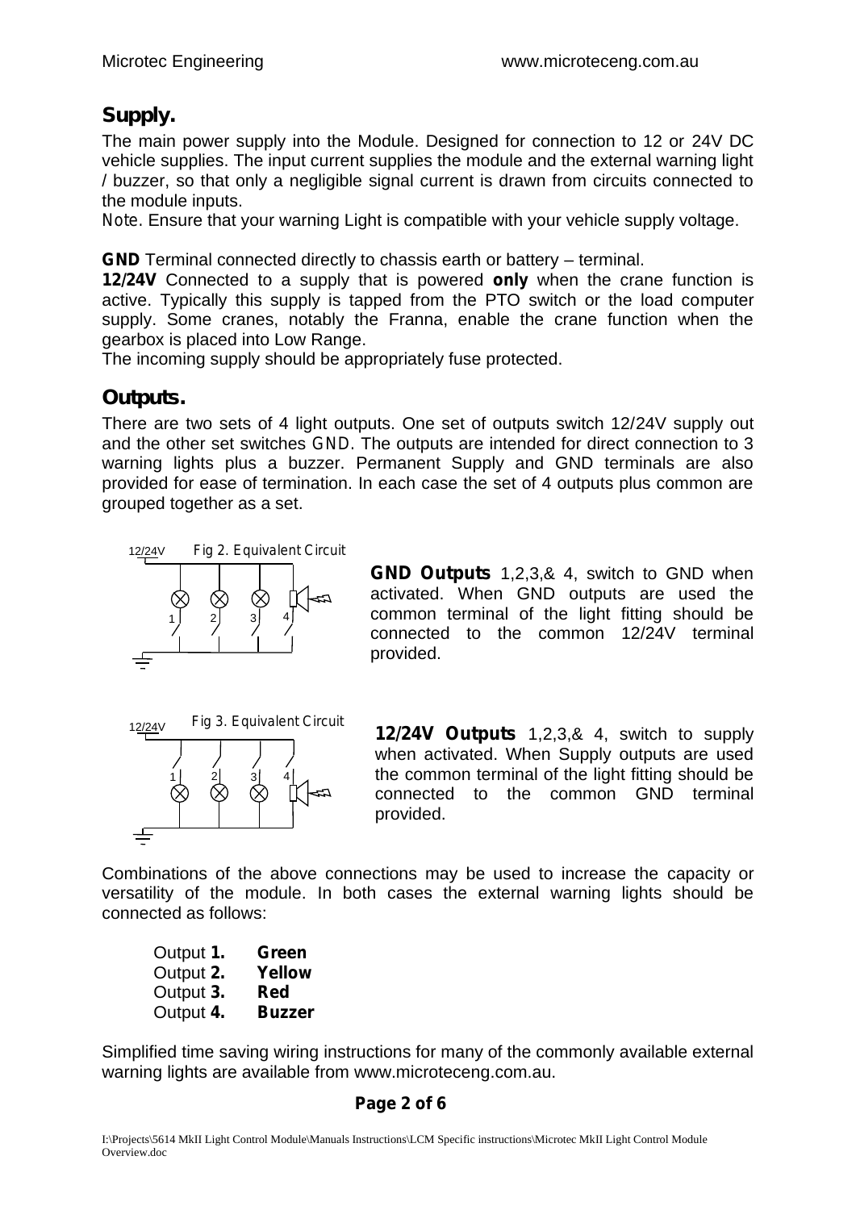## Supply.

The main power supply into the Module. Designed for connection to 12 or 24V DC vehicle supplies. The input current supplies the module and the external warning light / buzzer, so that only a negligible signal current is drawn from circuits connected to the module inputs.

Note. Ensure that your warning Light is compatible with your vehicle supply voltage.

**GND** Terminal connected directly to chassis earth or battery – terminal.

**12/24V** Connected to a supply that is powered **only** when the crane function is active. Typically this supply is tapped from the PTO switch or the load computer supply. Some cranes, notably the Franna, enable the crane function when the gearbox is placed into Low Range.

The incoming supply should be appropriately fuse protected.

## Outputs.

There are two sets of 4 light outputs. One set of outputs switch 12/24V supply out and the other set switches GND. The outputs are intended for direct connection to 3 warning lights plus a buzzer. Permanent Supply and GND terminals are also provided for ease of termination. In each case the set of 4 outputs plus common are grouped together as a set.

12/24V

Fig 2. Equivalent Circuit

1 2 3 4

**GND Outputs** 1,2,3,& 4, switch to GND when activated. When GND outputs are used the common terminal of the light fitting should be connected to the common 12/24V terminal provided.

12/24V

Fig 3. Equivalent Circuit

1 2 3 4

**12/24V Outputs** 1,2,3,& 4, switch to supply when activated. When Supply outputs are used the common terminal of the light fitting should be connected to the common GND terminal provided.

Combinations of the above connections may be used to increase the capacity or versatility of the module. In both cases the external warning lights should be connected as follows:

- Output **1.** **Green**
- Output **2.** **Yellow**
- Output **3.** **Red**
- Output **4.** **Buzzer**

Simplified time saving wiring instructions for many of the commonly available external warning lights are available from www.microteceng.com.au.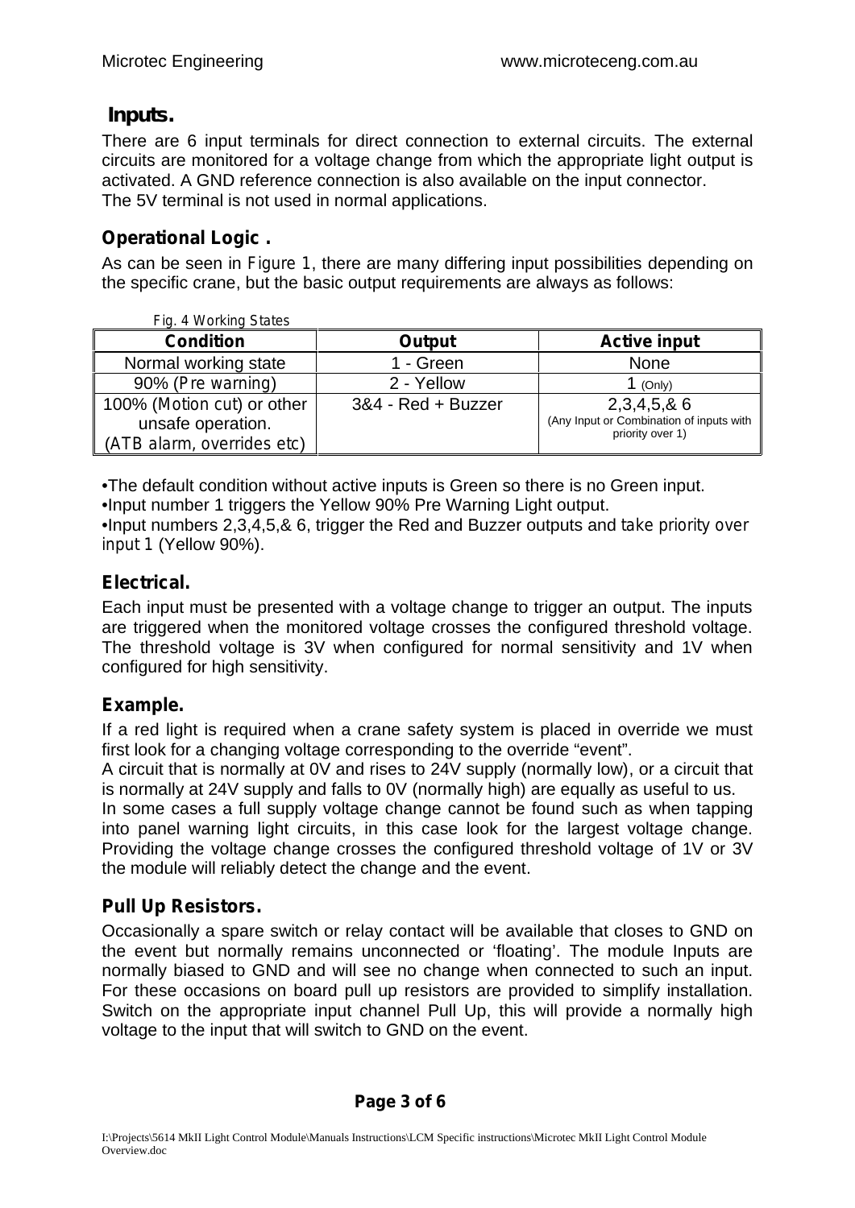## Inputs.

There are 6 input terminals for direct connection to external circuits. The external circuits are monitored for a voltage change from which the appropriate light output is activated. A GND reference connection is also available on the input connector.
The 5V terminal is not used in normal applications.

### Operational Logic .

As can be seen in Figure 1, there are many differing input possibilities depending on the specific crane, but the basic output requirements are always as follows:

Fig. 4 Working States

| Condition | Output | Active input |
|---|---|---|
| Normal working state | 1 - Green | None |
| 90% (Pre warning) | 2 - Yellow | 1 (Only) |
| 100% (Motion cut) or other unsafe operation. (ATB alarm, overrides etc) | 3&4 - Red + Buzzer | 2,3,4,5,& 6 (Any Input or Combination of inputs with priority over 1) |

- The default condition without active inputs is Green so there is no Green input.
- Input number 1 triggers the Yellow 90% Pre Warning Light output.
- Input numbers 2,3,4,5,& 6, trigger the Red and Buzzer outputs and take priority over input 1 (Yellow 90%).

### Electrical.

Each input must be presented with a voltage change to trigger an output. The inputs are triggered when the monitored voltage crosses the configured threshold voltage. The threshold voltage is 3V when configured for normal sensitivity and 1V when configured for high sensitivity.

### Example.

If a red light is required when a crane safety system is placed in override we must first look for a changing voltage corresponding to the override "event".
A circuit that is normally at 0V and rises to 24V supply (normally low), or a circuit that is normally at 24V supply and falls to 0V (normally high) are equally as useful to us.
In some cases a full supply voltage change cannot be found such as when tapping into panel warning light circuits, in this case look for the largest voltage change. Providing the voltage change crosses the configured threshold voltage of 1V or 3V the module will reliably detect the change and the event.

### Pull Up Resistors.

Occasionally a spare switch or relay contact will be available that closes to GND on the event but normally remains unconnected or 'floating'. The module Inputs are normally biased to GND and will see no change when connected to such an input. For these occasions on board pull up resistors are provided to simplify installation. Switch on the appropriate input channel Pull Up, this will provide a normally high voltage to the input that will switch to GND on the event.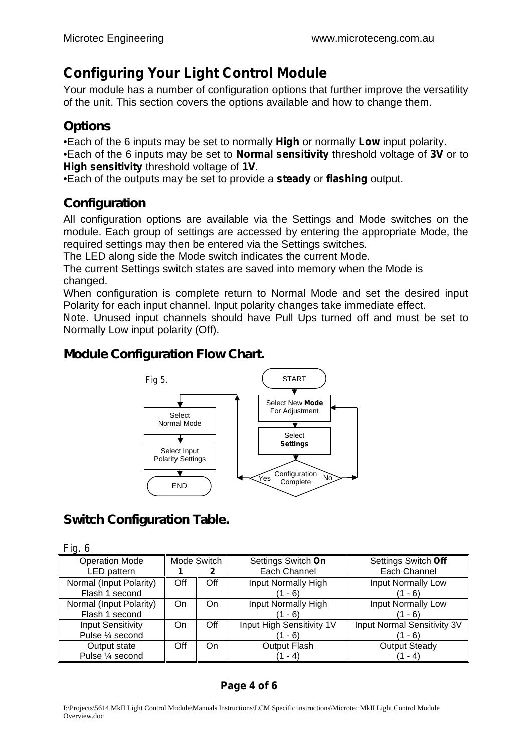# Configuring Your Light Control Module

Your module has a number of configuration options that further improve the versatility of the unit. This section covers the options available and how to change them.

## Options

- Each of the 6 inputs may be set to normally **High** or normally **Low** input polarity.
- Each of the 6 inputs may be set to **Normal sensitivity** threshold voltage of **3V** or to **High sensitivity** threshold voltage of **1V**.
- Each of the outputs may be set to provide a **steady** or **flashing** output.

## Configuration

All configuration options are available via the Settings and Mode switches on the module. Each group of settings are accessed by entering the appropriate Mode, the required settings may then be entered via the Settings switches.

The LED along side the Mode switch indicates the current Mode.

The current Settings switch states are saved into memory when the Mode is changed.

When configuration is complete return to Normal Mode and set the desired input Polarity for each input channel. Input polarity changes take immediate effect.

Note. Unused input channels should have Pull Ups turned off and must be set to Normally Low input polarity (Off).

## Module Configuration Flow Chart.

Fig 5.

START → Select New **Mode** For Adjustment → Select **Settings** → Configuration Complete?
- No → return to Select New **Mode** For Adjustment
- Yes → Select Normal Mode → Select Input Polarity Settings → END

## Switch Configuration Table.

Fig. 6

| Operation Mode<br>LED pattern | Mode Switch<br>1 | <br>2 | Settings Switch **On**<br>Each Channel | Settings Switch **Off**<br>Each Channel |
|---|---|---|---|---|
| Normal (Input Polarity)<br>Flash 1 second | Off | Off | Input Normally High<br>(1 - 6) | Input Normally Low<br>(1 - 6) |
| Normal (Input Polarity)<br>Flash 1 second | On | On | Input Normally High<br>(1 - 6) | Input Normally Low<br>(1 - 6) |
| Input Sensitivity<br>Pulse ¼ second | On | Off | Input High Sensitivity 1V<br>(1 - 6) | Input Normal Sensitivity 3V<br>(1 - 6) |
| Output state<br>Pulse ¼ second | Off | On | Output Flash<br>(1 - 4) | Output Steady<br>(1 - 4) |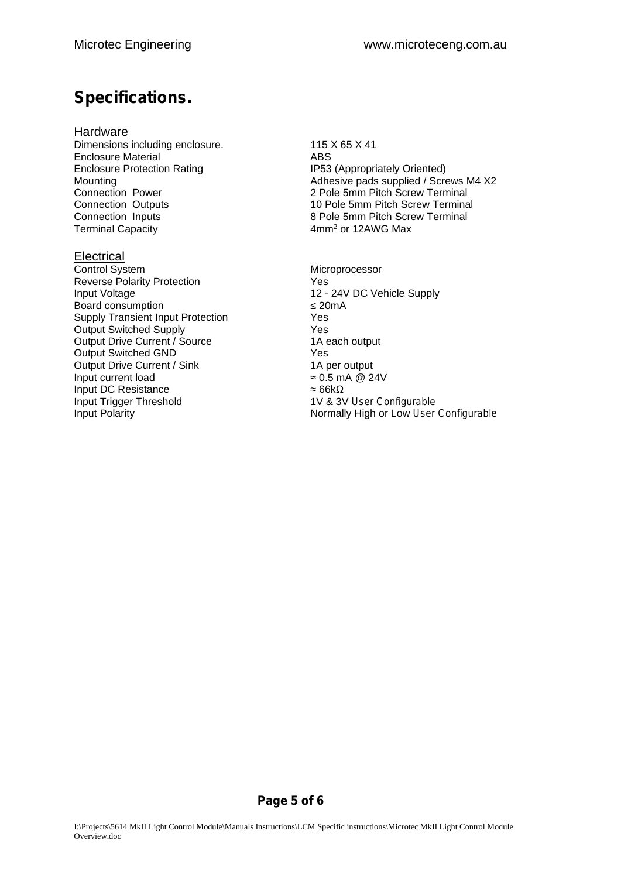# Specifications.

## Hardware

| | |
|---|---|
| Dimensions including enclosure. | 115 X 65 X 41 |
| Enclosure Material | ABS |
| Enclosure Protection Rating | IP53 (Appropriately Oriented) |
| Mounting | Adhesive pads supplied / Screws M4 X2 |
| Connection Power | 2 Pole 5mm Pitch Screw Terminal |
| Connection Outputs | 10 Pole 5mm Pitch Screw Terminal |
| Connection Inputs | 8 Pole 5mm Pitch Screw Terminal |
| Terminal Capacity | $4mm^2$ or 12AWG Max |

## Electrical

| | |
|---|---|
| Control System | Microprocessor |
| Reverse Polarity Protection | Yes |
| Input Voltage | 12 - 24V DC Vehicle Supply |
| Board consumption | ≤ 20mA |
| Supply Transient Input Protection | Yes |
| Output Switched Supply | Yes |
| Output Drive Current / Source | 1A each output |
| Output Switched GND | Yes |
| Output Drive Current / Sink | 1A per output |
| Input current load | ≈ 0.5 mA @ 24V |
| Input DC Resistance | ≈ 66kΩ |
| Input Trigger Threshold | 1V & 3V User Configurable |
| Input Polarity | Normally High or Low User Configurable |

I:\Projects\5614 MkII Light Control Module\Manuals Instructions\LCM Specific instructions\Microtec MkII Light Control Module Overview.doc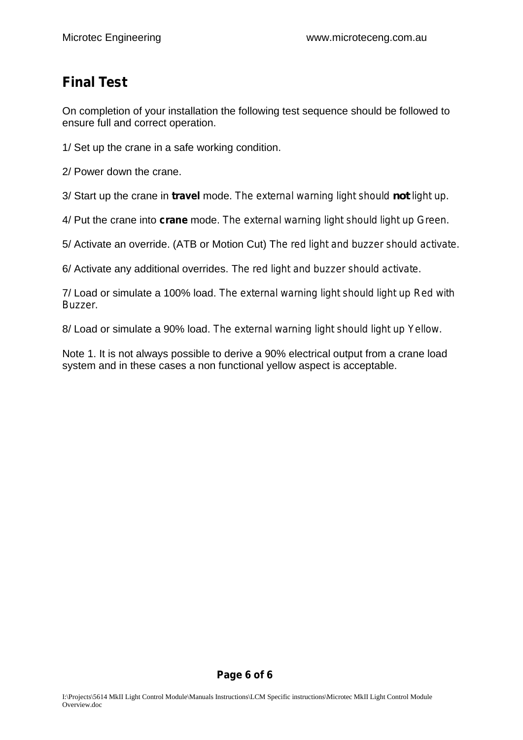## Final Test

On completion of your installation the following test sequence should be followed to ensure full and correct operation.

1/ Set up the crane in a safe working condition.

2/ Power down the crane.

3/ Start up the crane in **travel** mode. The external warning light should **not** light up.

4/ Put the crane into **crane** mode. The external warning light should light up Green.

5/ Activate an override. (ATB or Motion Cut) The red light and buzzer should activate.

6/ Activate any additional overrides. The red light and buzzer should activate.

7/ Load or simulate a 100% load. The external warning light should light up Red with Buzzer.

8/ Load or simulate a 90% load. The external warning light should light up Yellow.

Note 1. It is not always possible to derive a 90% electrical output from a crane load system and in these cases a non functional yellow aspect is acceptable.